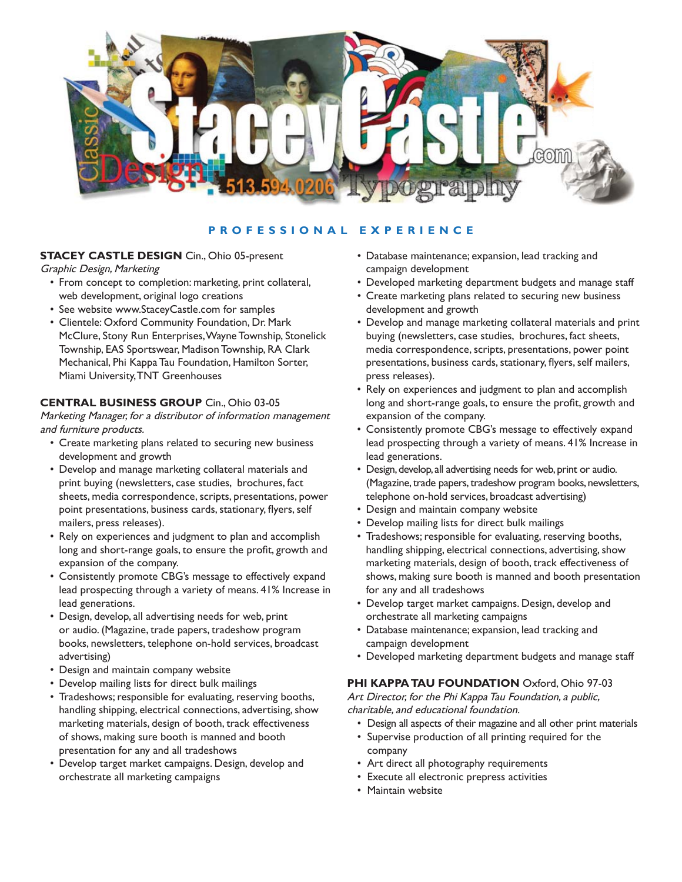# StaceyCastle.com

Classic Design 513.594.0206 Typography

## PROFESSIONAL EXPERIENCE

**STACEY CASTLE DESIGN** Cin., Ohio 05-present
*Graphic Design, Marketing*

- From concept to completion: marketing, print collateral, web development, original logo creations
- See website www.StaceyCastle.com for samples
- Clientele: Oxford Community Foundation, Dr. Mark McClure, Stony Run Enterprises, Wayne Township, Stonelick Township, EAS Sportswear, Madison Township, RA Clark Mechanical, Phi Kappa Tau Foundation, Hamilton Sorter, Miami University, TNT Greenhouses

**CENTRAL BUSINESS GROUP** Cin., Ohio 03-05
*Marketing Manager, for a distributor of information management and furniture products.*

- Create marketing plans related to securing new business development and growth
- Develop and manage marketing collateral materials and print buying (newsletters, case studies, brochures, fact sheets, media correspondence, scripts, presentations, power point presentations, business cards, stationary, flyers, self mailers, press releases).
- Rely on experiences and judgment to plan and accomplish long and short-range goals, to ensure the profit, growth and expansion of the company.
- Consistently promote CBG's message to effectively expand lead prospecting through a variety of means. 41% Increase in lead generations.
- Design, develop, all advertising needs for web, print or audio. (Magazine, trade papers, tradeshow program books, newsletters, telephone on-hold services, broadcast advertising)
- Design and maintain company website
- Develop mailing lists for direct bulk mailings
- Tradeshows; responsible for evaluating, reserving booths, handling shipping, electrical connections, advertising, show marketing materials, design of booth, track effectiveness of shows, making sure booth is manned and booth presentation for any and all tradeshows
- Develop target market campaigns. Design, develop and orchestrate all marketing campaigns
- Database maintenance; expansion, lead tracking and campaign development
- Developed marketing department budgets and manage staff
- Create marketing plans related to securing new business development and growth
- Develop and manage marketing collateral materials and print buying (newsletters, case studies, brochures, fact sheets, media correspondence, scripts, presentations, power point presentations, business cards, stationary, flyers, self mailers, press releases).
- Rely on experiences and judgment to plan and accomplish long and short-range goals, to ensure the profit, growth and expansion of the company.
- Consistently promote CBG's message to effectively expand lead prospecting through a variety of means. 41% Increase in lead generations.
- Design, develop, all advertising needs for web, print or audio. (Magazine, trade papers, tradeshow program books, newsletters, telephone on-hold services, broadcast advertising)
- Design and maintain company website
- Develop mailing lists for direct bulk mailings
- Tradeshows; responsible for evaluating, reserving booths, handling shipping, electrical connections, advertising, show marketing materials, design of booth, track effectiveness of shows, making sure booth is manned and booth presentation for any and all tradeshows
- Develop target market campaigns. Design, develop and orchestrate all marketing campaigns
- Database maintenance; expansion, lead tracking and campaign development
- Developed marketing department budgets and manage staff

**PHI KAPPA TAU FOUNDATION** Oxford, Ohio 97-03
*Art Director, for the Phi Kappa Tau Foundation, a public, charitable, and educational foundation.*

- Design all aspects of their magazine and all other print materials
- Supervise production of all printing required for the company
- Art direct all photography requirements
- Execute all electronic prepress activities
- Maintain website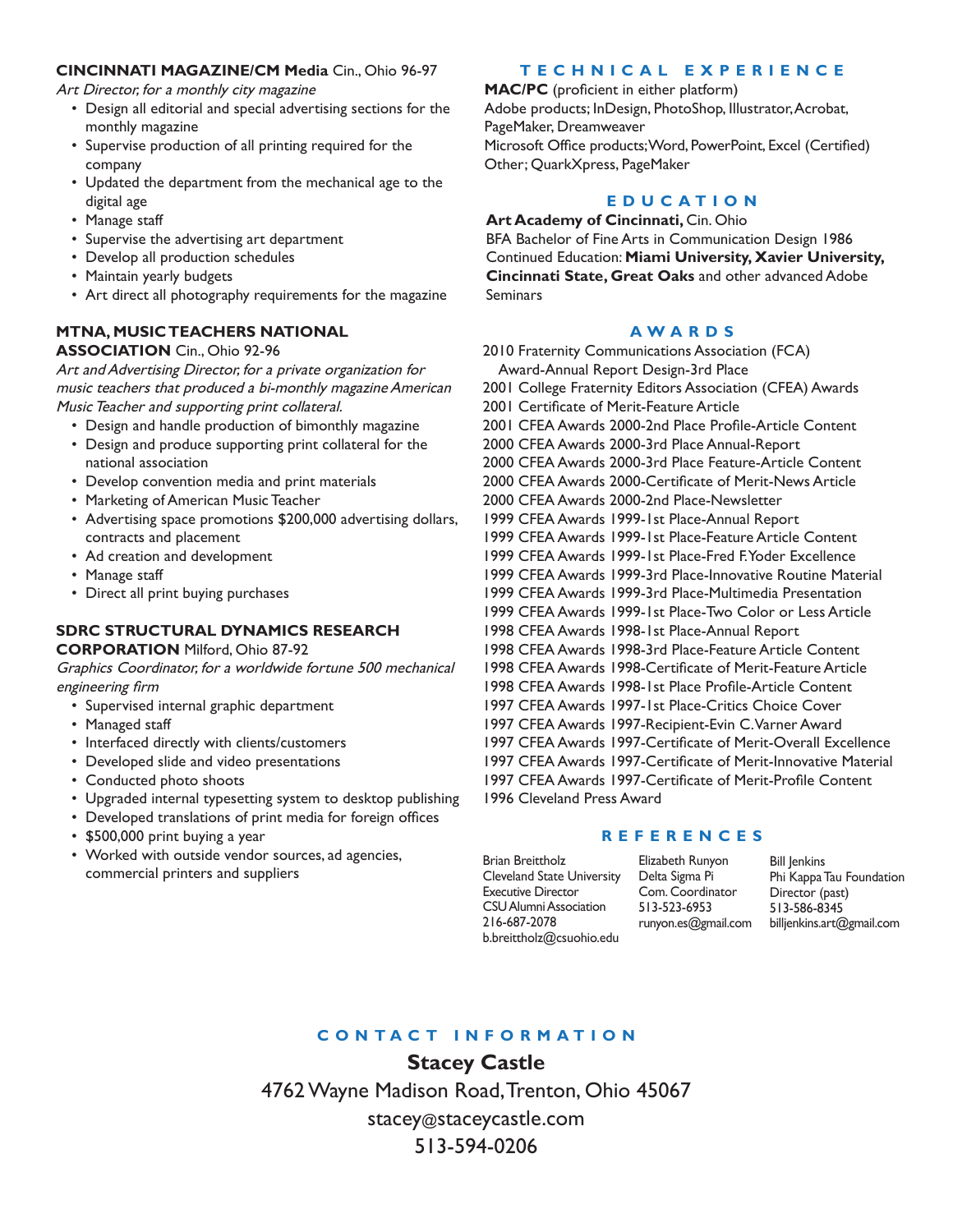**CINCINNATI MAGAZINE/CM Media** Cin., Ohio 96-97

*Art Director, for a monthly city magazine*

- Design all editorial and special advertising sections for the monthly magazine
- Supervise production of all printing required for the company
- Updated the department from the mechanical age to the digital age
- Manage staff
- Supervise the advertising art department
- Develop all production schedules
- Maintain yearly budgets
- Art direct all photography requirements for the magazine

**MTNA, MUSIC TEACHERS NATIONAL ASSOCIATION** Cin., Ohio 92-96

*Art and Advertising Director, for a private organization for music teachers that produced a bi-monthly magazine American Music Teacher and supporting print collateral.*

- Design and handle production of bimonthly magazine
- Design and produce supporting print collateral for the national association
- Develop convention media and print materials
- Marketing of American Music Teacher
- Advertising space promotions $200,000 advertising dollars, contracts and placement
- Ad creation and development
- Manage staff
- Direct all print buying purchases

**SDRC STRUCTURAL DYNAMICS RESEARCH CORPORATION** Milford, Ohio 87-92

*Graphics Coordinator, for a worldwide fortune 500 mechanical engineering firm*

- Supervised internal graphic department
- Managed staff
- Interfaced directly with clients/customers
- Developed slide and video presentations
- Conducted photo shoots
- Upgraded internal typesetting system to desktop publishing
- Developed translations of print media for foreign offices
- $500,000 print buying a year
- Worked with outside vendor sources, ad agencies, commercial printers and suppliers

## TECHNICAL EXPERIENCE

**MAC/PC** (proficient in either platform)
Adobe products; InDesign, PhotoShop, Illustrator, Acrobat, PageMaker, Dreamweaver
Microsoft Office products; Word, PowerPoint, Excel (Certified)
Other; QuarkXpress, PageMaker

## EDUCATION

**Art Academy of Cincinnati,** Cin. Ohio
BFA Bachelor of Fine Arts in Communication Design 1986
Continued Education: **Miami University, Xavier University, Cincinnati State, Great Oaks** and other advanced Adobe Seminars

## AWARDS

2010 Fraternity Communications Association (FCA) Award-Annual Report Design-3rd Place
2001 College Fraternity Editors Association (CFEA) Awards
2001 Certificate of Merit-Feature Article
2001 CFEA Awards 2000-2nd Place Profile-Article Content
2000 CFEA Awards 2000-3rd Place Annual-Report
2000 CFEA Awards 2000-3rd Place Feature-Article Content
2000 CFEA Awards 2000-Certificate of Merit-News Article
2000 CFEA Awards 2000-2nd Place-Newsletter
1999 CFEA Awards 1999-1st Place-Annual Report
1999 CFEA Awards 1999-1st Place-Feature Article Content
1999 CFEA Awards 1999-1st Place-Fred F. Yoder Excellence
1999 CFEA Awards 1999-3rd Place-Innovative Routine Material
1999 CFEA Awards 1999-3rd Place-Multimedia Presentation
1999 CFEA Awards 1999-1st Place-Two Color or Less Article
1998 CFEA Awards 1998-1st Place-Annual Report
1998 CFEA Awards 1998-3rd Place-Feature Article Content
1998 CFEA Awards 1998-Certificate of Merit-Feature Article
1998 CFEA Awards 1998-1st Place Profile-Article Content
1997 CFEA Awards 1997-1st Place-Critics Choice Cover
1997 CFEA Awards 1997-Recipient-Evin C. Varner Award
1997 CFEA Awards 1997-Certificate of Merit-Overall Excellence
1997 CFEA Awards 1997-Certificate of Merit-Innovative Material
1997 CFEA Awards 1997-Certificate of Merit-Profile Content
1996 Cleveland Press Award

## REFERENCES

Brian Breittholz
Cleveland State University
Executive Director
CSU Alumni Association
216-687-2078
b.breittholz@csuohio.edu

Elizabeth Runyon
Delta Sigma Pi
Com. Coordinator
513-523-6953
runyon.es@gmail.com

Bill Jenkins
Phi Kappa Tau Foundation
Director (past)
513-586-8345
billjenkins.art@gmail.com

## CONTACT INFORMATION

**Stacey Castle**
4762 Wayne Madison Road, Trenton, Ohio 45067
stacey@staceycastle.com
513-594-0206